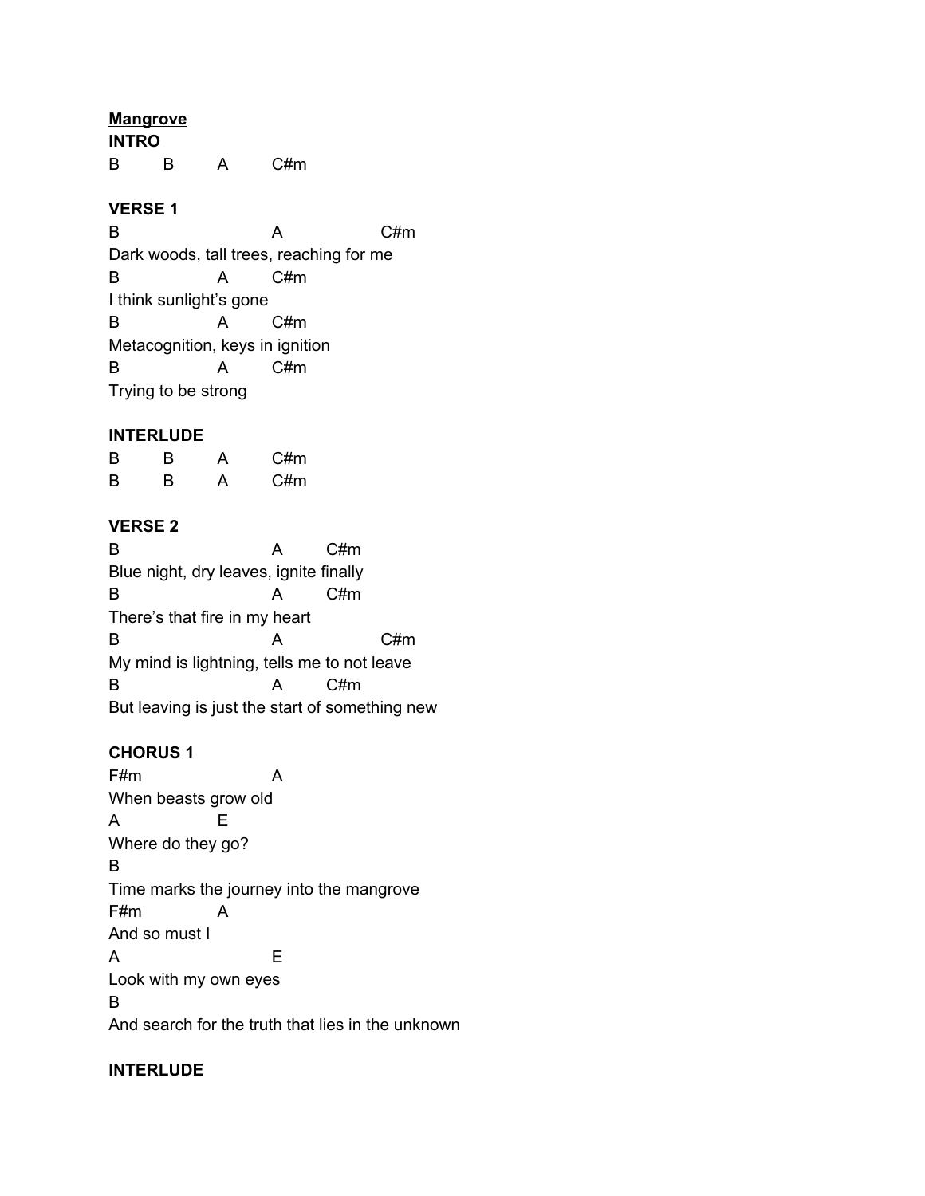**<u>Mangrove</u>**

**INTRO**

```
B        B        A        C#m
```

**VERSE 1**

```
B                        A                  C#m
Dark woods, tall trees, reaching for me
B              A        C#m
I think sunlight's gone
B              A        C#m
Metacognition, keys in ignition
B              A        C#m
Trying to be strong
```

**INTERLUDE**

```
B        B        A        C#m
B        B        A        C#m
```

**VERSE 2**

```
B                        A        C#m
Blue night, dry leaves, ignite finally
B                        A        C#m
There's that fire in my heart
B                        A                  C#m
My mind is lightning, tells me to not leave
B                        A        C#m
But leaving is just the start of something new
```

**CHORUS 1**

```
F#m                      A
When beasts grow old
A              E
Where do they go?
B
Time marks the journey into the mangrove
F#m            A
And so must I
A                        E
Look with my own eyes
B
And search for the truth that lies in the unknown
```

**INTERLUDE**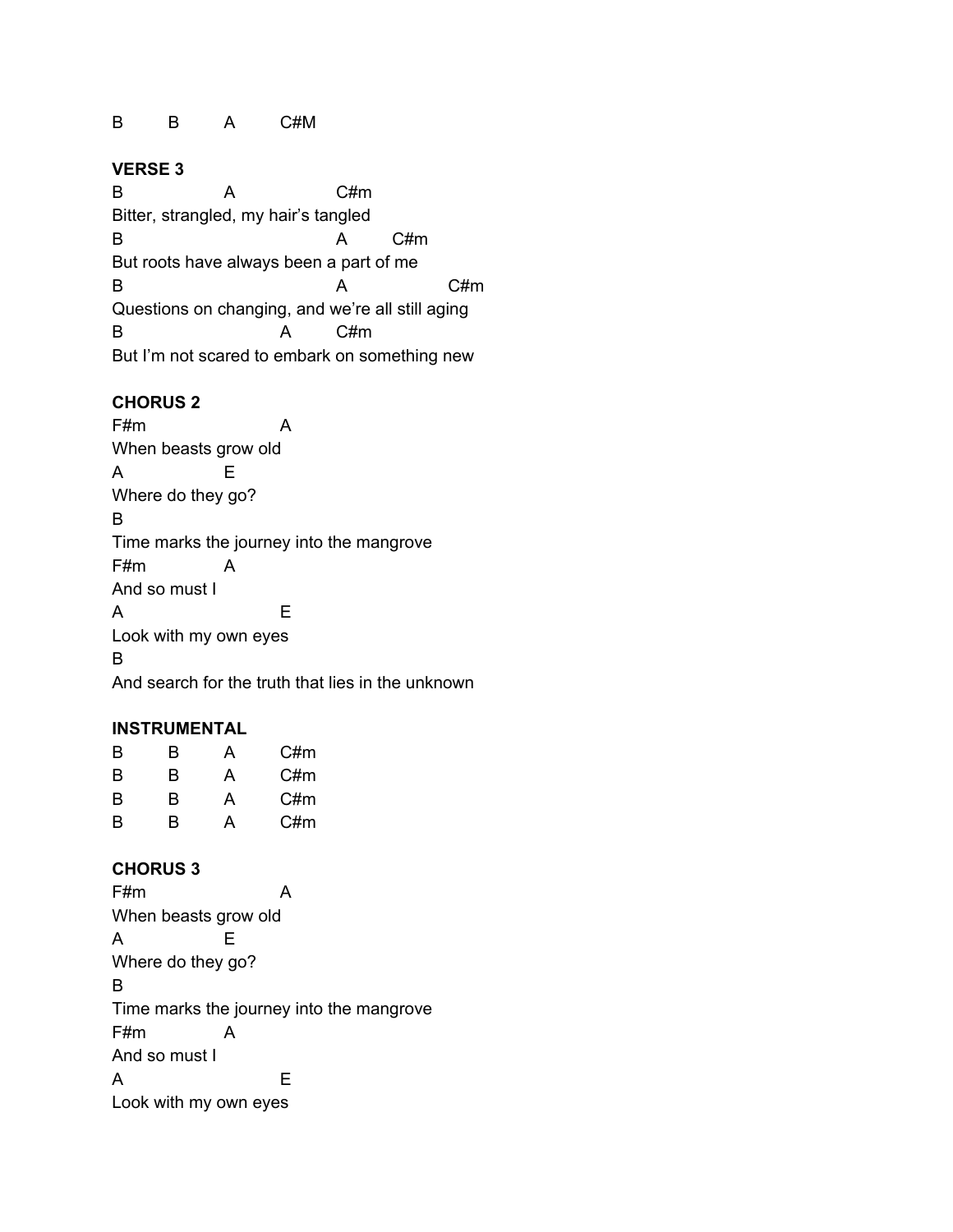```
B         B         A         C#M
```

**VERSE 3**

```
B                A                  C#m
Bitter, strangled, my hair's tangled
B                                    A        C#m
But roots have always been a part of me
B                                    A                  C#m
Questions on changing, and we're all still aging
B                          A        C#m
But I'm not scared to embark on something new
```

**CHORUS 2**

```
F#m                    A
When beasts grow old
A                E
Where do they go?
B
Time marks the journey into the mangrove
F#m              A
And so must I
A                          E
Look with my own eyes
B
And search for the truth that lies in the unknown
```

**INSTRUMENTAL**

```
B         B         A         C#m
B         B         A         C#m
B         B         A         C#m
B         B         A         C#m
```

**CHORUS 3**

```
F#m                    A
When beasts grow old
A                E
Where do they go?
B
Time marks the journey into the mangrove
F#m              A
And so must I
A                          E
Look with my own eyes
```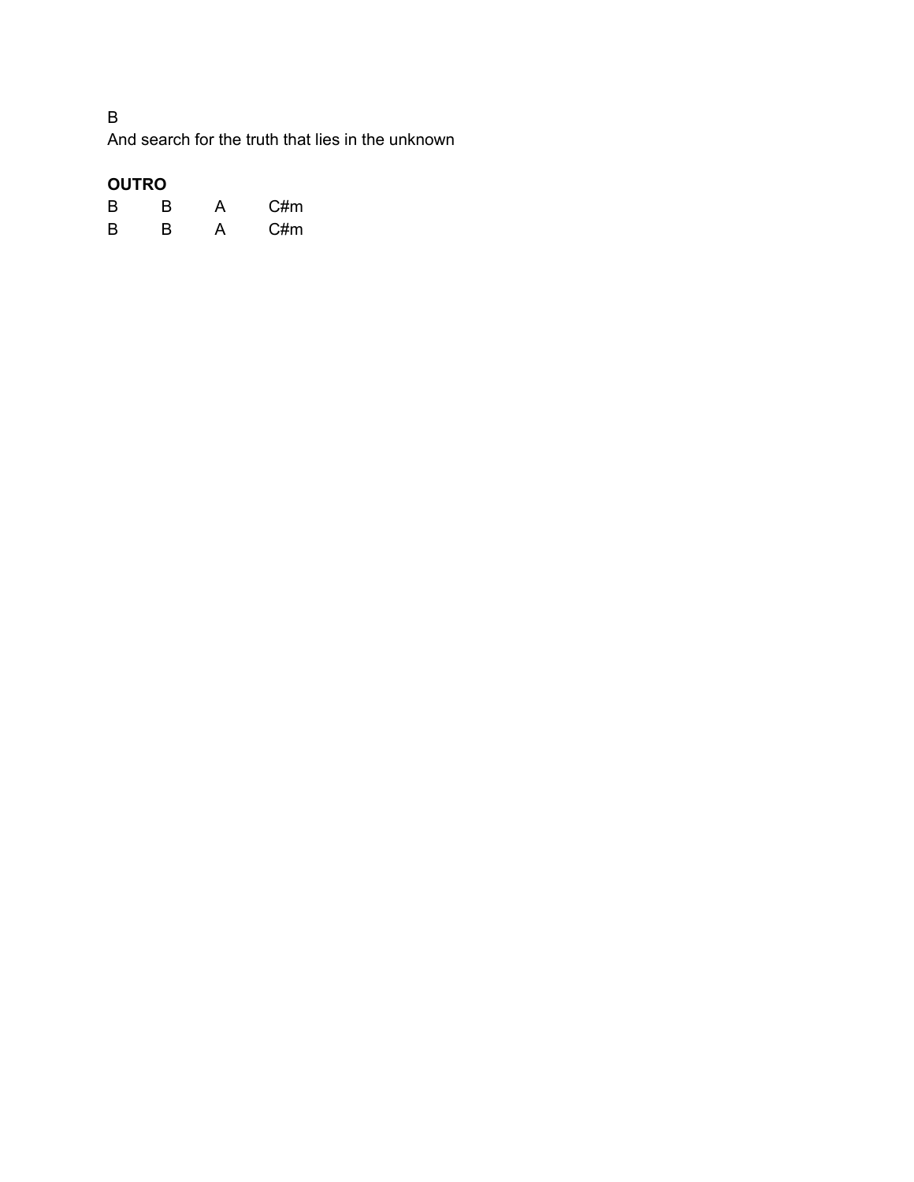B
And search for the truth that lies in the unknown

**OUTRO**

| | | | |
|---|---|---|---|
| B | B | A | C#m |
| B | B | A | C#m |